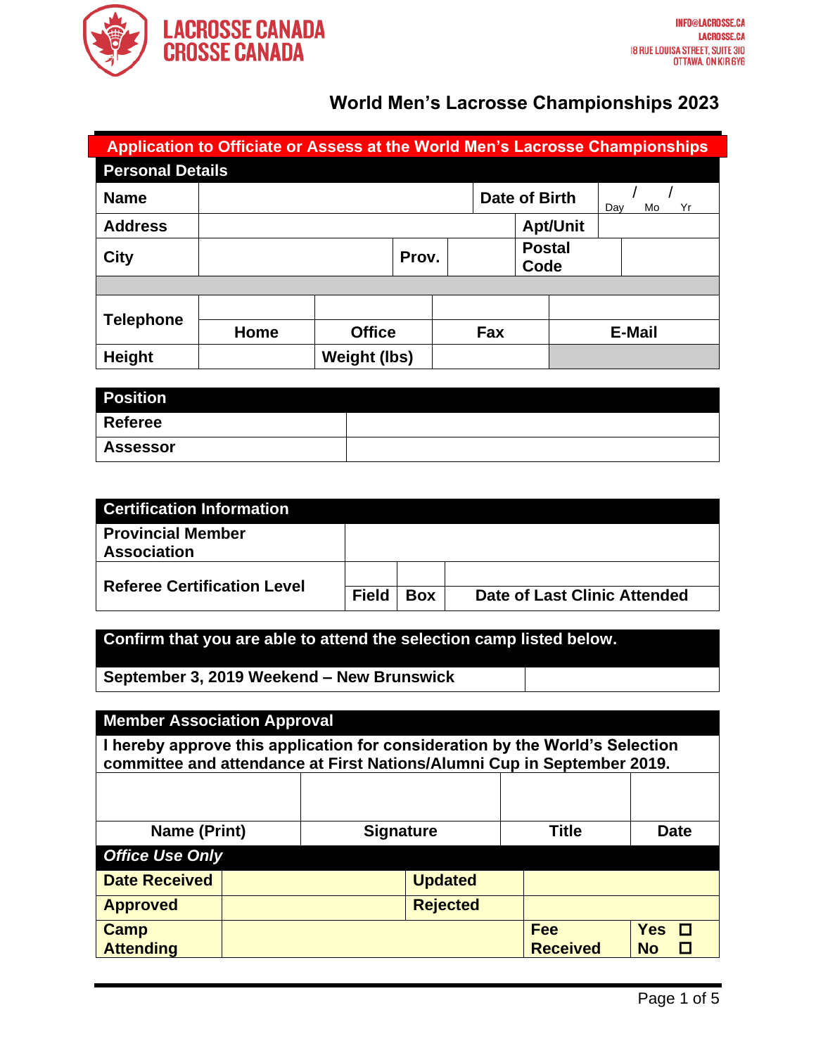LACROSSE CANADA
CROSSE CANADA

INFO@LACROSSE.CA
LACROSSE.CA
18 RUE LOUISA STREET, SUITE 310
OTTAWA, ON K1R 6Y6

# World Men's Lacrosse Championships 2023

## Application to Officiate or Assess at the World Men's Lacrosse Championships

| Personal Details | | | | | | | |
|---|---|---|---|---|---|---|---|
| **Name** | | | **Date of Birth** | / / Day Mo Yr | | | |
| **Address** | | | | **Apt/Unit** | | | |
| **City** | | **Prov.** | | **Postal Code** | | | |
| **Telephone** | | | | | | | |
| | **Home** | **Office** | **Fax** | **E-Mail** | | | |
| **Height** | | **Weight (lbs)** | | | | | |

| Position | |
|---|---|
| **Referee** | |
| **Assessor** | |

| Certification Information | | | |
|---|---|---|---|
| **Provincial Member Association** | | | |
| **Referee Certification Level** | | | |
| | **Field** | **Box** | **Date of Last Clinic Attended** |

| Confirm that you are able to attend the selection camp listed below. | |
|---|---|
| **September 3, 2019 Weekend – New Brunswick** | |

| Member Association Approval | | | |
|---|---|---|---|
| **I hereby approve this application for consideration by the World's Selection committee and attendance at First Nations/Alumni Cup in September 2019.** | | | |
| | | | |
| **Name (Print)** | **Signature** | **Title** | **Date** |

| *Office Use Only* | | | |
|---|---|---|---|
| **Date Received** | | **Updated** | |
| **Approved** | | **Rejected** | |
| **Camp Attending** | | **Fee Received** | **Yes** ☐ **No** ☐ |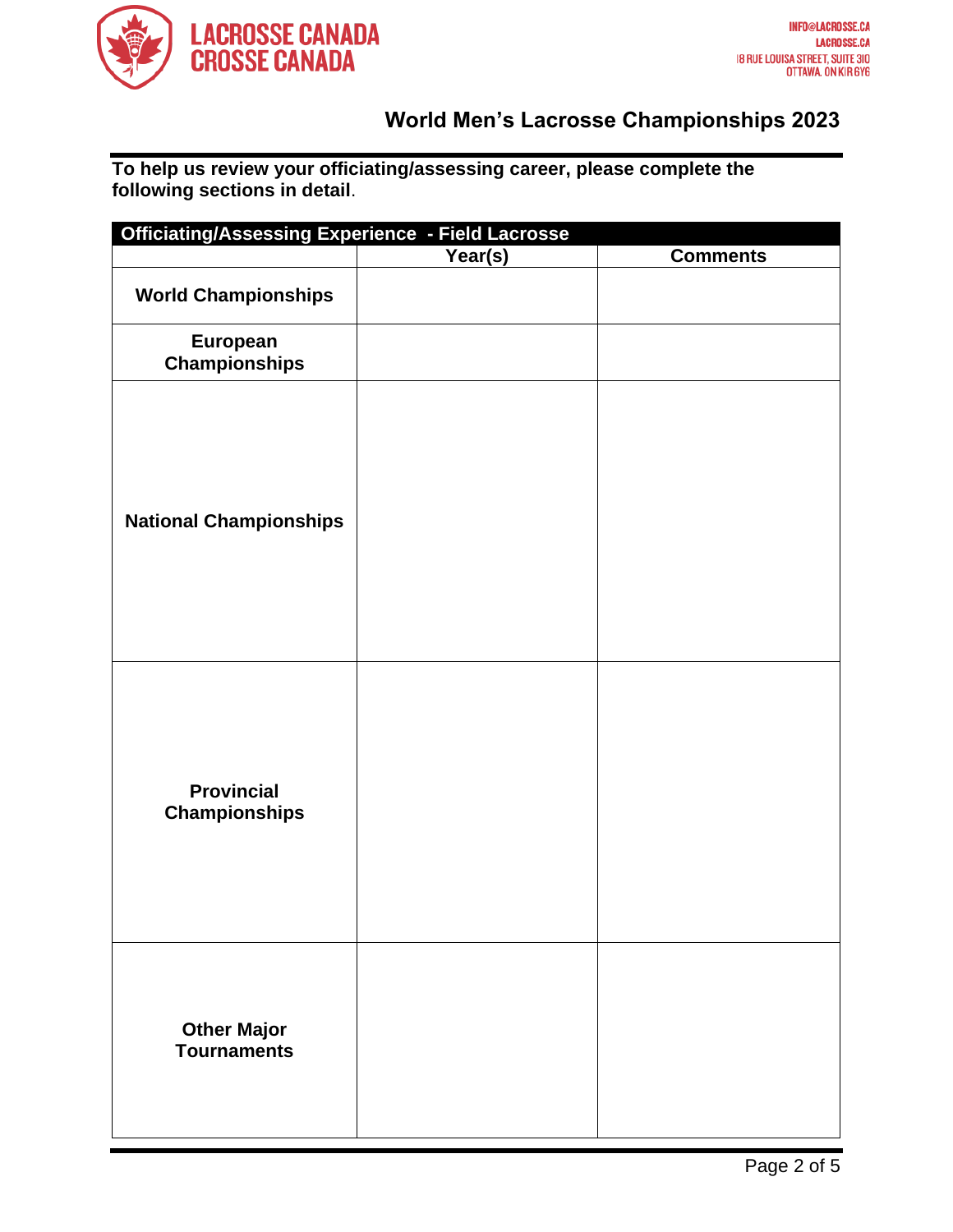LACROSSE CANADA
CROSSE CANADA

INFO@LACROSSE.CA
LACROSSE.CA
18 RUE LOUISA STREET, SUITE 310
OTTAWA, ON K1R 6Y6

## World Men’s Lacrosse Championships 2023

**To help us review your officiating/assessing career, please complete the following sections in detail**.

| Officiating/Assessing Experience - Field Lacrosse | | |
|---|---|---|
| | **Year(s)** | **Comments** |
| **World Championships** | | |
| **European Championships** | | |
| **National Championships** | | |
| **Provincial Championships** | | |
| **Other Major Tournaments** | | |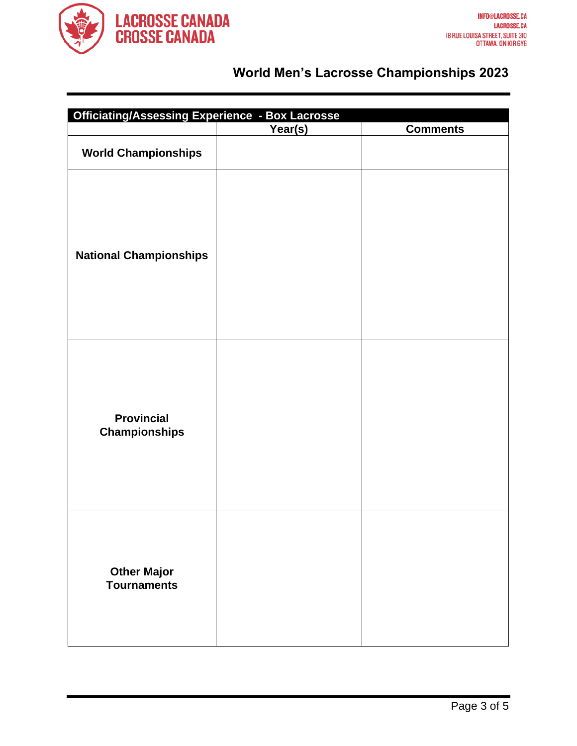## World Men's Lacrosse Championships 2023

| Officiating/Assessing Experience - Box Lacrosse | | |
|---|---|---|
| | **Year(s)** | **Comments** |
| **World Championships** | | |
| **National Championships** | | |
| **Provincial Championships** | | |
| **Other Major Tournaments** | | |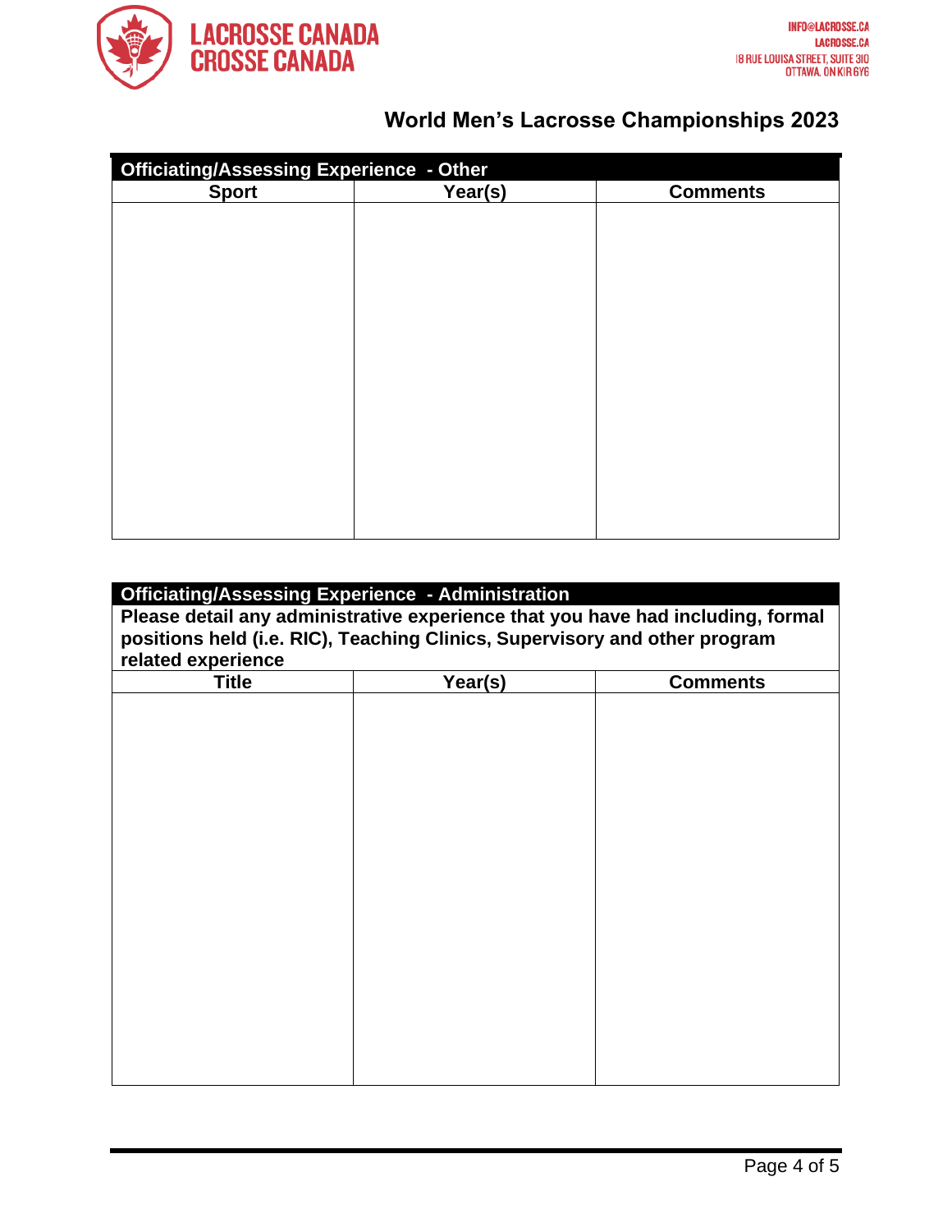# World Men's Lacrosse Championships 2023

| Officiating/Assessing Experience - Other | | |
|---|---|---|
| **Sport** | **Year(s)** | **Comments** |
| | | |

| Officiating/Assessing Experience - Administration | | |
|---|---|---|
| **Please detail any administrative experience that you have had including, formal positions held (i.e. RIC), Teaching Clinics, Supervisory and other program related experience** | | |
| **Title** | **Year(s)** | **Comments** |
| | | |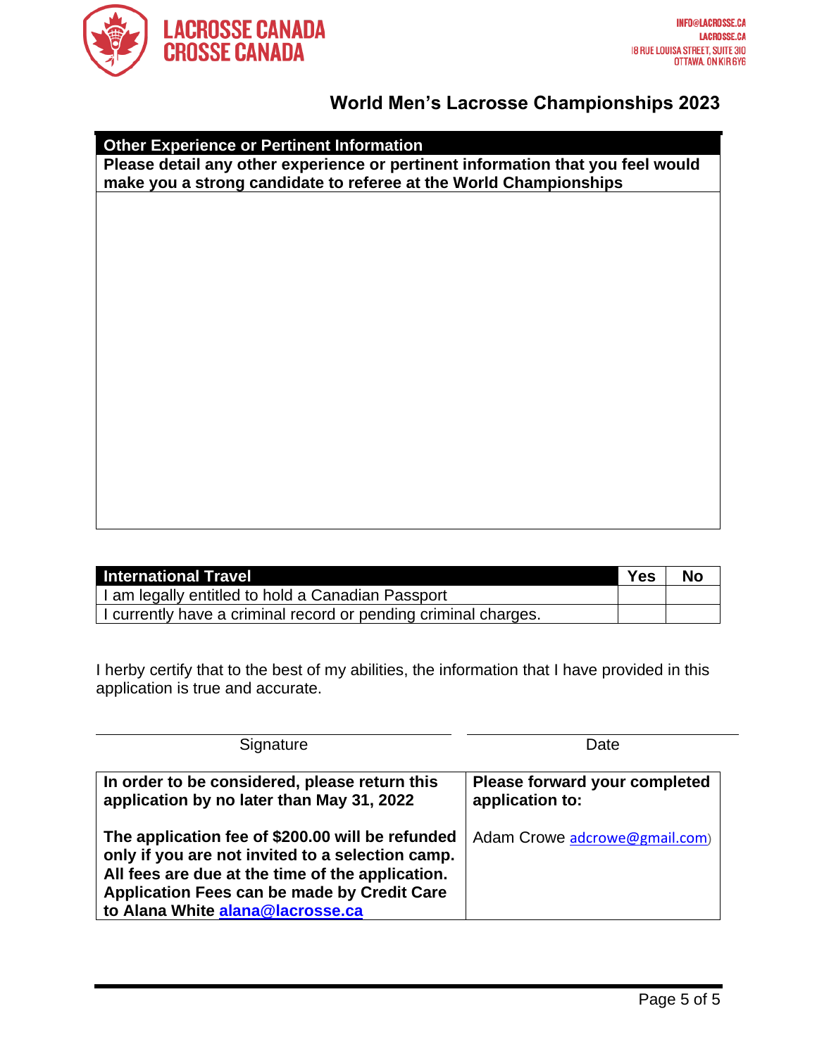## World Men's Lacrosse Championships 2023

| **Other Experience or Pertinent Information** |
| --- |
| **Please detail any other experience or pertinent information that you feel would make you a strong candidate to referee at the World Championships** |
| |

| **International Travel** | **Yes** | **No** |
| --- | --- | --- |
| I am legally entitled to hold a Canadian Passport | | |
| I currently have a criminal record or pending criminal charges. | | |

I herby certify that to the best of my abilities, the information that I have provided in this application is true and accurate.

| Signature | Date |
| --- | --- |
| | |

| | |
| --- | --- |
| **In order to be considered, please return this application by no later than May 31, 2022**<br><br>**The application fee of $200.00 will be refunded only if you are not invited to a selection camp. All fees are due at the time of the application. Application Fees can be made by Credit Care to Alana White alana@lacrosse.ca** | **Please forward your completed application to:**<br><br>Adam Crowe adcrowe@gmail.com) |